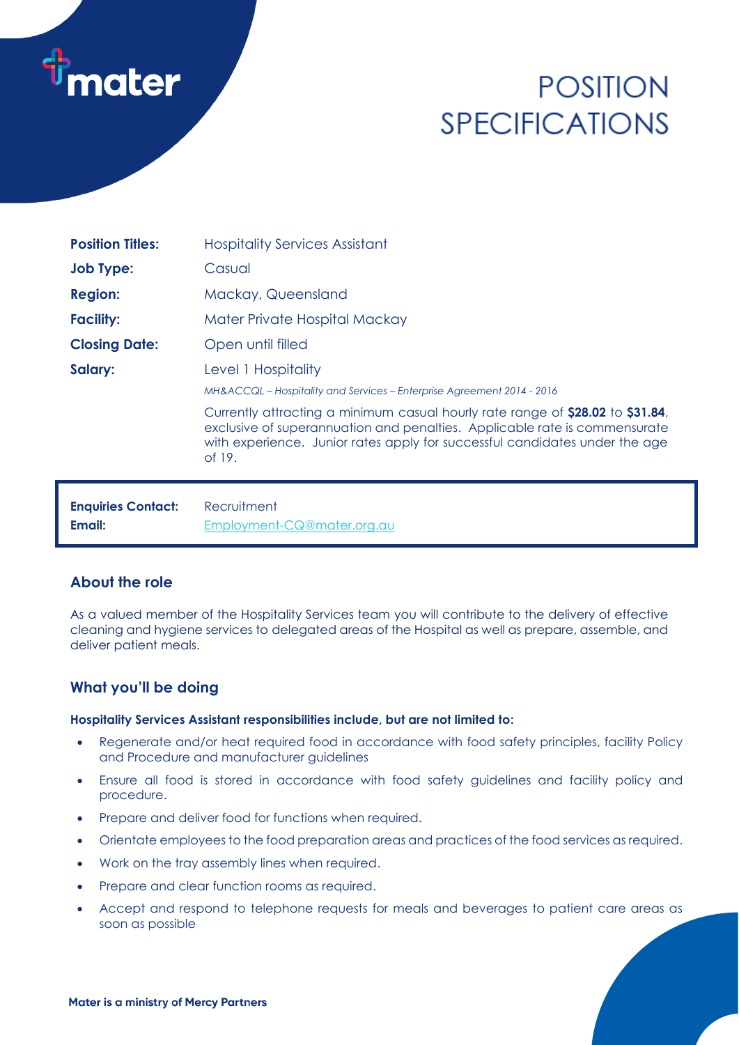# POSITION SPECIFICATIONS

| | |
|---|---|
| **Position Titles:** | Hospitality Services Assistant |
| **Job Type:** | Casual |
| **Region:** | Mackay, Queensland |
| **Facility:** | Mater Private Hospital Mackay |
| **Closing Date:** | Open until filled |
| **Salary:** | Level 1 Hospitality<br>*MH&ACCQL – Hospitality and Services – Enterprise Agreement 2014 - 2016*<br>Currently attracting a minimum casual hourly rate range of **$28.02** to **$31.84**, exclusive of superannuation and penalties. Applicable rate is commensurate with experience. Junior rates apply for successful candidates under the age of 19. |

| | |
|---|---|
| **Enquiries Contact:** | Recruitment |
| **Email:** | Employment-CQ@mater.org.au |

## About the role

As a valued member of the Hospitality Services team you will contribute to the delivery of effective cleaning and hygiene services to delegated areas of the Hospital as well as prepare, assemble, and deliver patient meals.

## What you'll be doing

**Hospitality Services Assistant responsibilities include, but are not limited to:**

- Regenerate and/or heat required food in accordance with food safety principles, facility Policy and Procedure and manufacturer guidelines
- Ensure all food is stored in accordance with food safety guidelines and facility policy and procedure.
- Prepare and deliver food for functions when required.
- Orientate employees to the food preparation areas and practices of the food services as required.
- Work on the tray assembly lines when required.
- Prepare and clear function rooms as required.
- Accept and respond to telephone requests for meals and beverages to patient care areas as soon as possible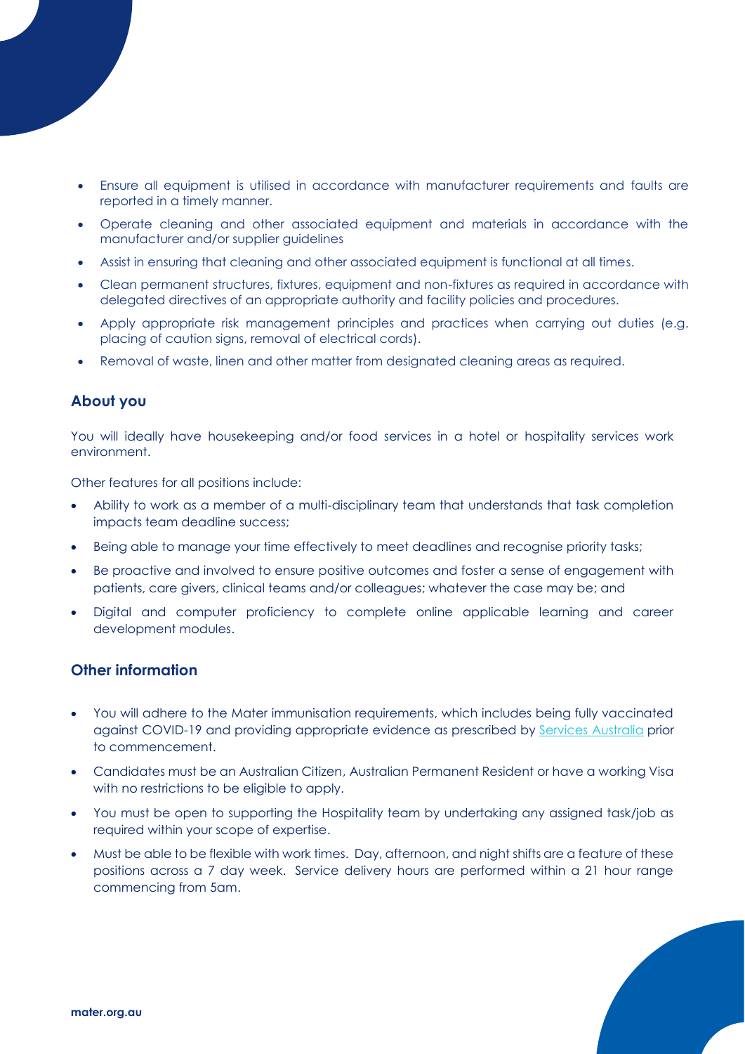- Ensure all equipment is utilised in accordance with manufacturer requirements and faults are reported in a timely manner.
- Operate cleaning and other associated equipment and materials in accordance with the manufacturer and/or supplier guidelines
- Assist in ensuring that cleaning and other associated equipment is functional at all times.
- Clean permanent structures, fixtures, equipment and non-fixtures as required in accordance with delegated directives of an appropriate authority and facility policies and procedures.
- Apply appropriate risk management principles and practices when carrying out duties (e.g. placing of caution signs, removal of electrical cords).
- Removal of waste, linen and other matter from designated cleaning areas as required.

## About you

You will ideally have housekeeping and/or food services in a hotel or hospitality services work environment.

Other features for all positions include:

- Ability to work as a member of a multi-disciplinary team that understands that task completion impacts team deadline success;
- Being able to manage your time effectively to meet deadlines and recognise priority tasks;
- Be proactive and involved to ensure positive outcomes and foster a sense of engagement with patients, care givers, clinical teams and/or colleagues; whatever the case may be; and
- Digital and computer proficiency to complete online applicable learning and career development modules.

## Other information

- You will adhere to the Mater immunisation requirements, which includes being fully vaccinated against COVID-19 and providing appropriate evidence as prescribed by Services Australia prior to commencement.
- Candidates must be an Australian Citizen, Australian Permanent Resident or have a working Visa with no restrictions to be eligible to apply.
- You must be open to supporting the Hospitality team by undertaking any assigned task/job as required within your scope of expertise.
- Must be able to be flexible with work times. Day, afternoon, and night shifts are a feature of these positions across a 7 day week. Service delivery hours are performed within a 21 hour range commencing from 5am.